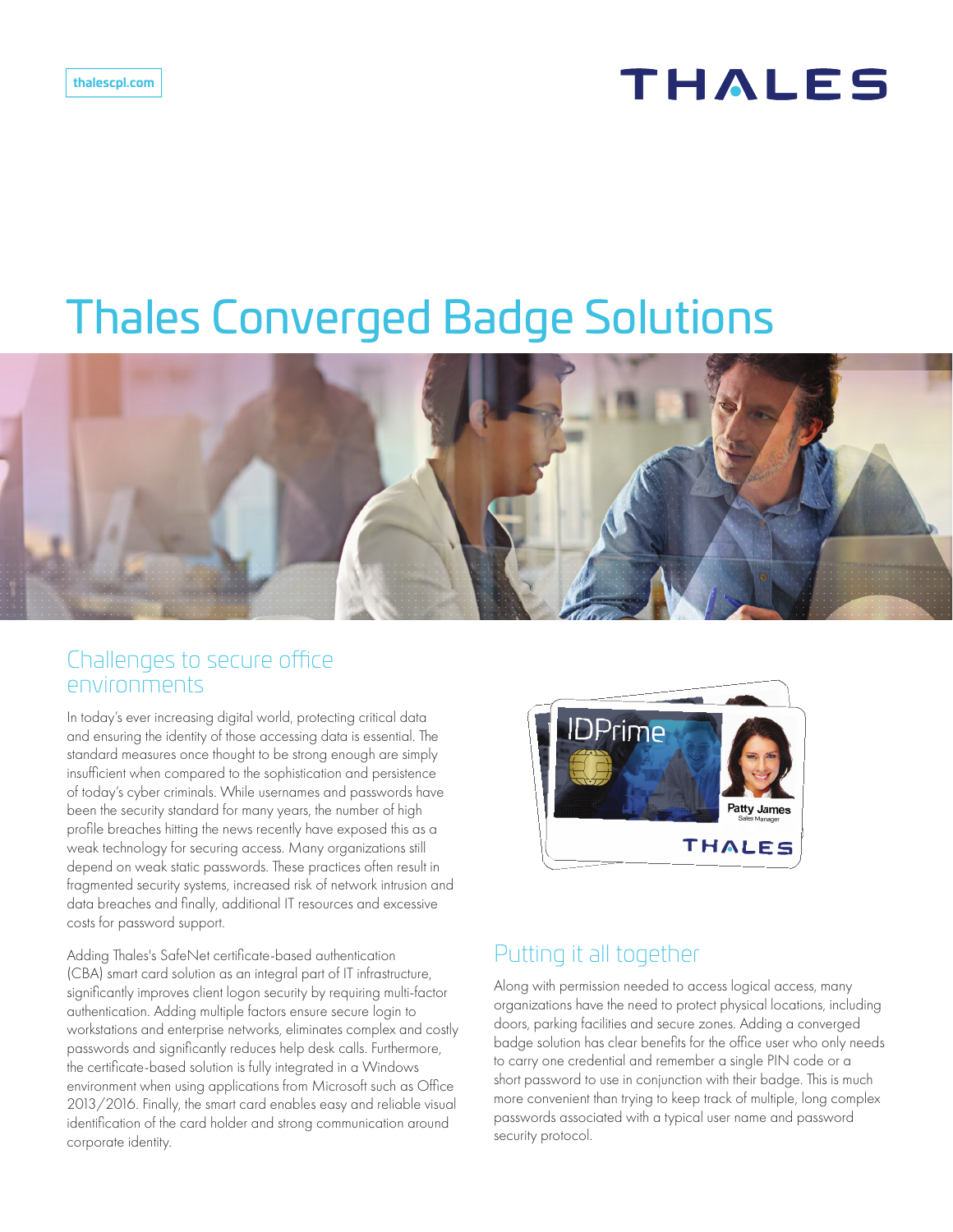thalescpl.com

# Thales Converged Badge Solutions

## Challenges to secure office environments

In today's ever increasing digital world, protecting critical data and ensuring the identity of those accessing data is essential. The standard measures once thought to be strong enough are simply insufficient when compared to the sophistication and persistence of today's cyber criminals. While usernames and passwords have been the security standard for many years, the number of high profile breaches hitting the news recently have exposed this as a weak technology for securing access. Many organizations still depend on weak static passwords. These practices often result in fragmented security systems, increased risk of network intrusion and data breaches and finally, additional IT resources and excessive costs for password support.

Adding Thales's SafeNet certificate-based authentication (CBA) smart card solution as an integral part of IT infrastructure, significantly improves client logon security by requiring multi-factor authentication. Adding multiple factors ensure secure login to workstations and enterprise networks, eliminates complex and costly passwords and significantly reduces help desk calls. Furthermore, the certificate-based solution is fully integrated in a Windows environment when using applications from Microsoft such as Office 2013/2016. Finally, the smart card enables easy and reliable visual identification of the card holder and strong communication around corporate identity.

## Putting it all together

Along with permission needed to access logical access, many organizations have the need to protect physical locations, including doors, parking facilities and secure zones. Adding a converged badge solution has clear benefits for the office user who only needs to carry one credential and remember a single PIN code or a short password to use in conjunction with their badge. This is much more convenient than trying to keep track of multiple, long complex passwords associated with a typical user name and password security protocol.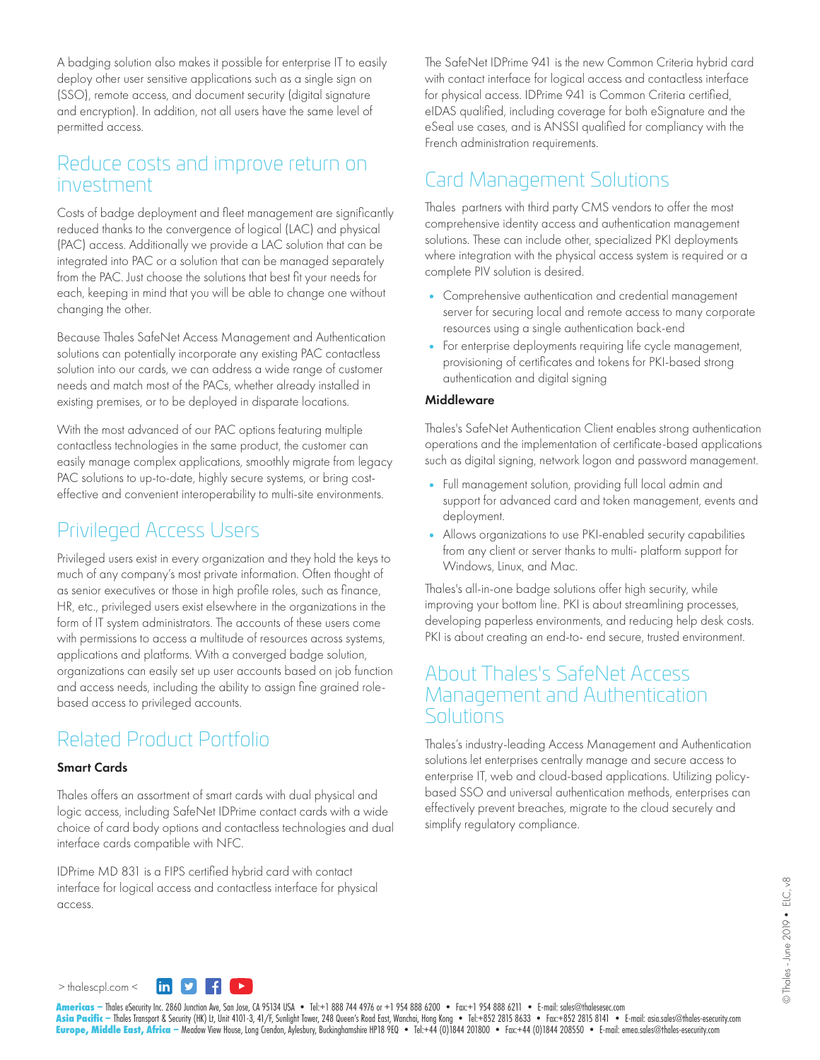A badging solution also makes it possible for enterprise IT to easily deploy other user sensitive applications such as a single sign on (SSO), remote access, and document security (digital signature and encryption). In addition, not all users have the same level of permitted access.

## Reduce costs and improve return on investment

Costs of badge deployment and fleet management are significantly reduced thanks to the convergence of logical (LAC) and physical (PAC) access. Additionally we provide a LAC solution that can be integrated into PAC or a solution that can be managed separately from the PAC. Just choose the solutions that best fit your needs for each, keeping in mind that you will be able to change one without changing the other.

Because Thales SafeNet Access Management and Authentication solutions can potentially incorporate any existing PAC contactless solution into our cards, we can address a wide range of customer needs and match most of the PACs, whether already installed in existing premises, or to be deployed in disparate locations.

With the most advanced of our PAC options featuring multiple contactless technologies in the same product, the customer can easily manage complex applications, smoothly migrate from legacy PAC solutions to up-to-date, highly secure systems, or bring cost-effective and convenient interoperability to multi-site environments.

## Privileged Access Users

Privileged users exist in every organization and they hold the keys to much of any company's most private information. Often thought of as senior executives or those in high profile roles, such as finance, HR, etc., privileged users exist elsewhere in the organizations in the form of IT system administrators. The accounts of these users come with permissions to access a multitude of resources across systems, applications and platforms. With a converged badge solution, organizations can easily set up user accounts based on job function and access needs, including the ability to assign fine grained role-based access to privileged accounts.

## Related Product Portfolio

**Smart Cards**

Thales offers an assortment of smart cards with dual physical and logic access, including SafeNet IDPrime contact cards with a wide choice of card body options and contactless technologies and dual interface cards compatible with NFC.

IDPrime MD 831 is a FIPS certified hybrid card with contact interface for logical access and contactless interface for physical access.

The SafeNet IDPrime 941 is the new Common Criteria hybrid card with contact interface for logical access and contactless interface for physical access. IDPrime 941 is Common Criteria certified, eIDAS qualified, including coverage for both eSignature and the eSeal use cases, and is ANSSI qualified for compliancy with the French administration requirements.

## Card Management Solutions

Thales partners with third party CMS vendors to offer the most comprehensive identity access and authentication management solutions. These can include other, specialized PKI deployments where integration with the physical access system is required or a complete PIV solution is desired.

- Comprehensive authentication and credential management server for securing local and remote access to many corporate resources using a single authentication back-end
- For enterprise deployments requiring life cycle management, provisioning of certificates and tokens for PKI-based strong authentication and digital signing

**Middleware**

Thales's SafeNet Authentication Client enables strong authentication operations and the implementation of certificate-based applications such as digital signing, network logon and password management.

- Full management solution, providing full local admin and support for advanced card and token management, events and deployment.
- Allows organizations to use PKI-enabled security capabilities from any client or server thanks to multi- platform support for Windows, Linux, and Mac.

Thales's all-in-one badge solutions offer high security, while improving your bottom line. PKI is about streamlining processes, developing paperless environments, and reducing help desk costs. PKI is about creating an end-to- end secure, trusted environment.

## About Thales's SafeNet Access Management and Authentication Solutions

Thales's industry-leading Access Management and Authentication solutions let enterprises centrally manage and secure access to enterprise IT, web and cloud-based applications. Utilizing policy-based SSO and universal authentication methods, enterprises can effectively prevent breaches, migrate to the cloud securely and simplify regulatory compliance.

> thalescpl.com <

**Americas –** Thales eSecurity Inc. 2860 Junction Ave, San Jose, CA 95134 USA • Tel:+1 888 744 4976 or +1 954 888 6200 • Fax:+1 954 888 6211 • E-mail: sales@thalesesec.com
**Asia Pacific –** Thales Transport & Security (HK) Lt, Unit 4101-3, 41/F, Sunlight Tower, 248 Queen's Road East, Wanchai, Hong Kong • Tel:+852 2815 8633 • Fax:+852 2815 8141 • E-mail: asia.sales@thales-esecurity.com
**Europe, Middle East, Africa –** Meadow View House, Long Crendon, Aylesbury, Buckinghamshire HP18 9EQ • Tel:+44 (0)1844 201800 • Fax:+44 (0)1844 208550 • E-mail: emea.sales@thales-esecurity.com

© Thales - June 2019 • ELC, v8